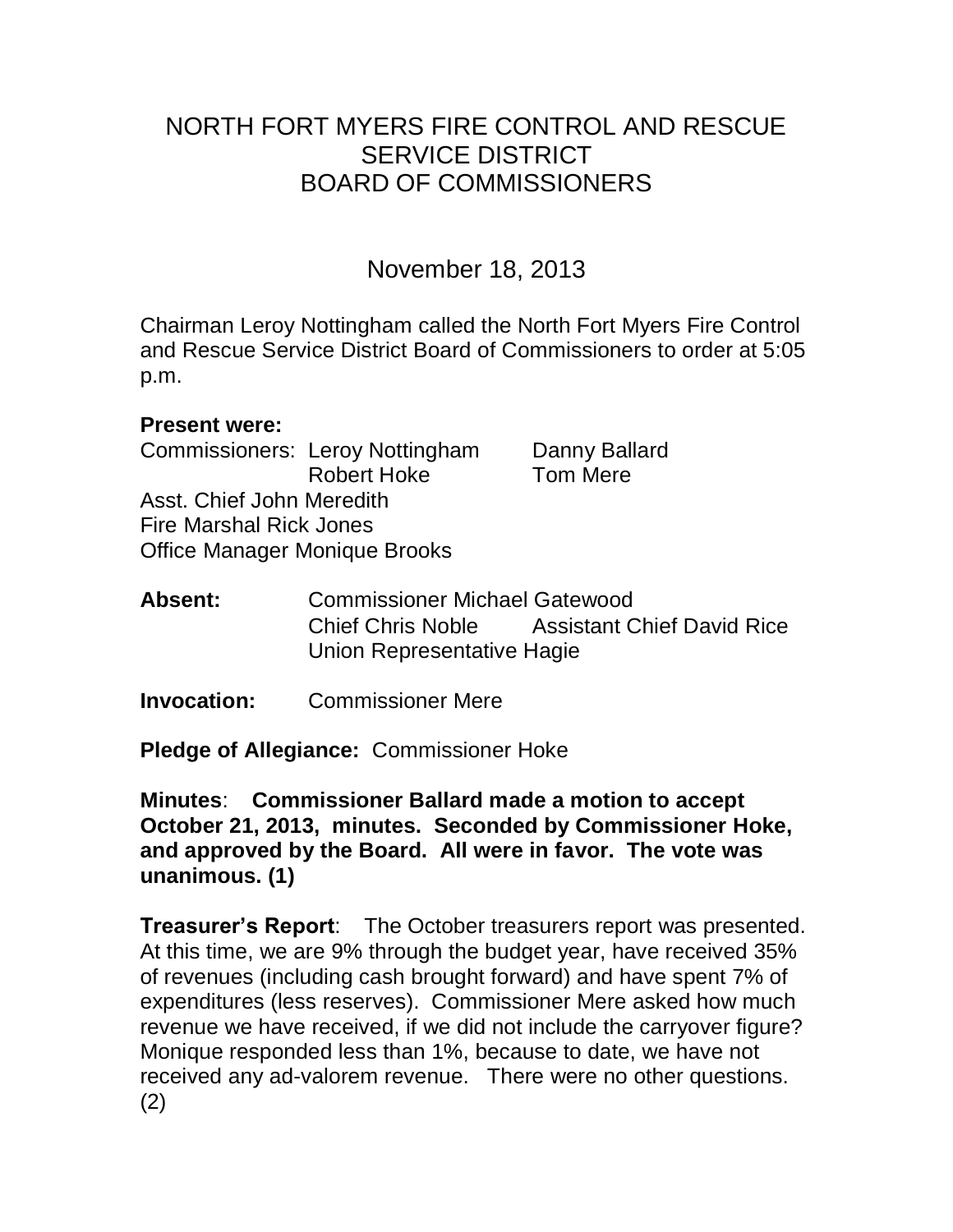# NORTH FORT MYERS FIRE CONTROL AND RESCUE SERVICE DISTRICT BOARD OF COMMISSIONERS

## November 18, 2013

Chairman Leroy Nottingham called the North Fort Myers Fire Control and Rescue Service District Board of Commissioners to order at 5:05 p.m.

**Present were:**

Commissioners: Leroy Nottingham, Danny Ballard, Robert Hoke, Tom Mere
Asst. Chief John Meredith
Fire Marshal Rick Jones
Office Manager Monique Brooks

**Absent:** Commissioner Michael Gatewood
Chief Chris Noble, Assistant Chief David Rice
Union Representative Hagie

**Invocation:** Commissioner Mere

**Pledge of Allegiance:** Commissioner Hoke

**Minutes**: **Commissioner Ballard made a motion to accept October 21, 2013, minutes. Seconded by Commissioner Hoke, and approved by the Board. All were in favor. The vote was unanimous. (1)**

**Treasurer's Report**: The October treasurers report was presented. At this time, we are 9% through the budget year, have received 35% of revenues (including cash brought forward) and have spent 7% of expenditures (less reserves). Commissioner Mere asked how much revenue we have received, if we did not include the carryover figure? Monique responded less than 1%, because to date, we have not received any ad-valorem revenue. There were no other questions. (2)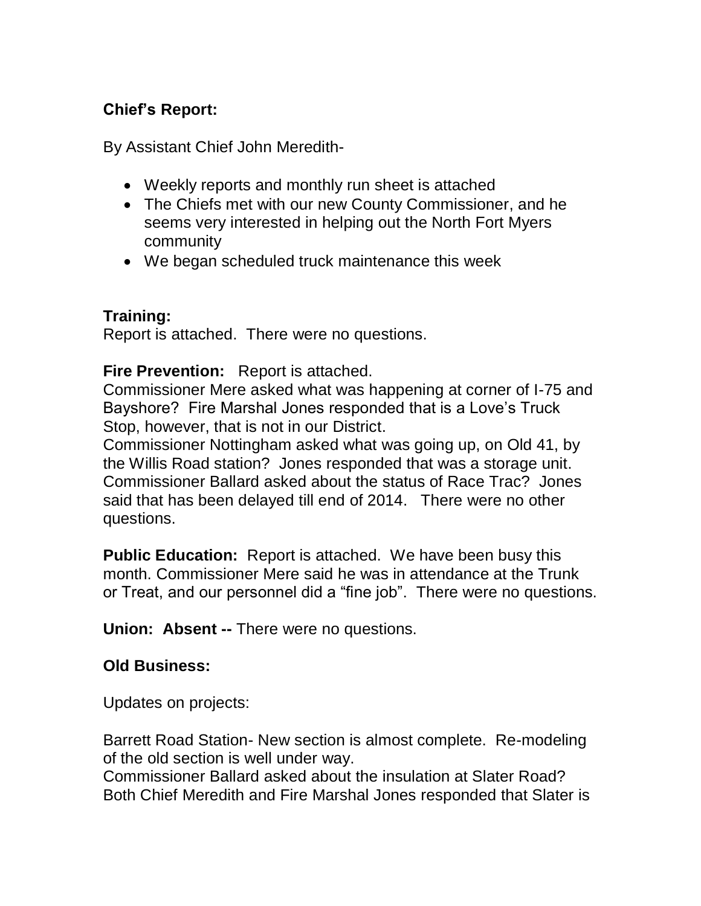**Chief's Report:**

By Assistant Chief John Meredith-

- Weekly reports and monthly run sheet is attached
- The Chiefs met with our new County Commissioner, and he seems very interested in helping out the North Fort Myers community
- We began scheduled truck maintenance this week

**Training:**
Report is attached. There were no questions.

**Fire Prevention:** Report is attached.
Commissioner Mere asked what was happening at corner of I-75 and Bayshore? Fire Marshal Jones responded that is a Love's Truck Stop, however, that is not in our District.
Commissioner Nottingham asked what was going up, on Old 41, by the Willis Road station? Jones responded that was a storage unit.
Commissioner Ballard asked about the status of Race Trac? Jones said that has been delayed till end of 2014. There were no other questions.

**Public Education:** Report is attached. We have been busy this month. Commissioner Mere said he was in attendance at the Trunk or Treat, and our personnel did a "fine job". There were no questions.

**Union: Absent --** There were no questions.

**Old Business:**

Updates on projects:

Barrett Road Station- New section is almost complete. Re-modeling of the old section is well under way.
Commissioner Ballard asked about the insulation at Slater Road? Both Chief Meredith and Fire Marshal Jones responded that Slater is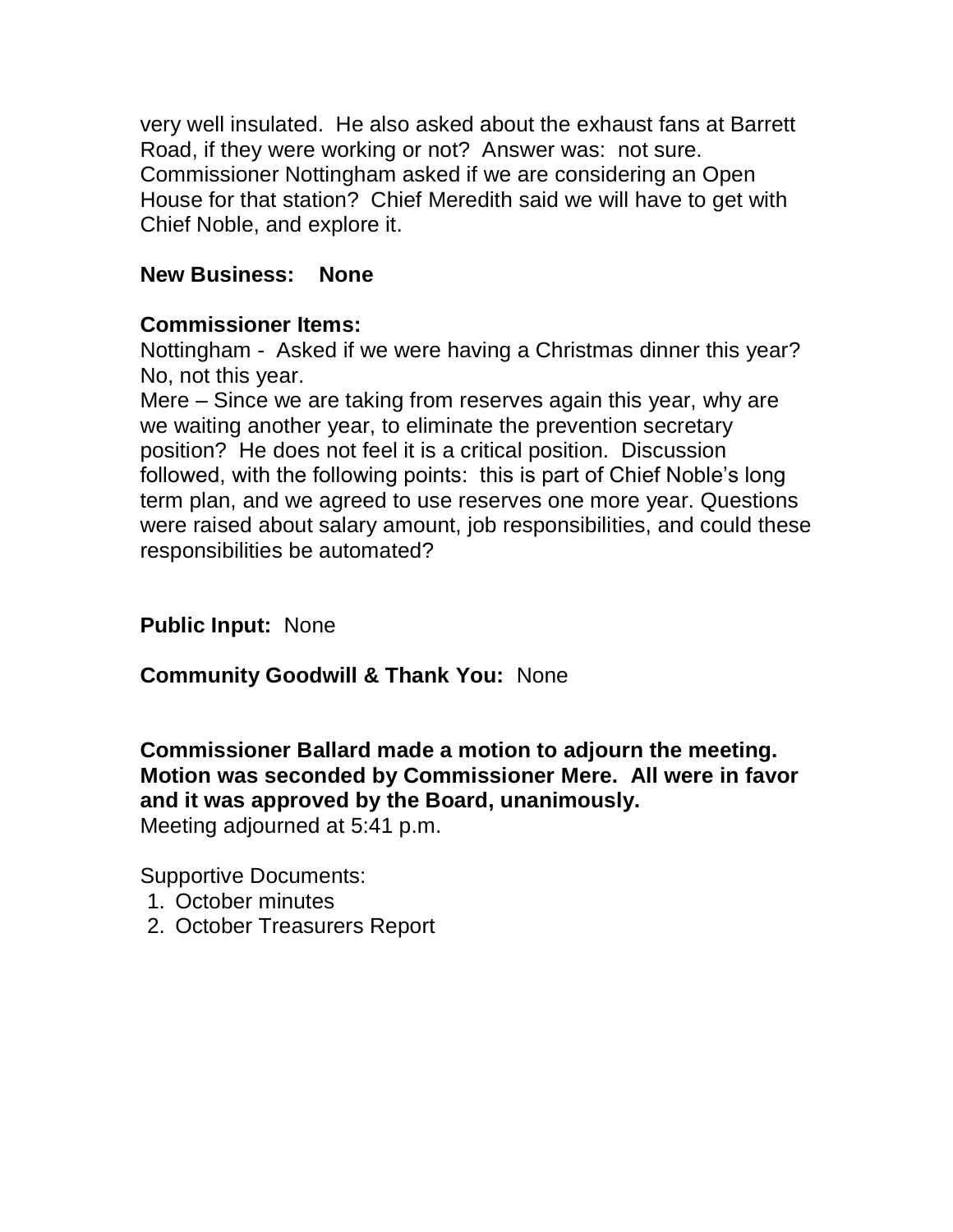very well insulated. He also asked about the exhaust fans at Barrett Road, if they were working or not? Answer was: not sure. Commissioner Nottingham asked if we are considering an Open House for that station? Chief Meredith said we will have to get with Chief Noble, and explore it.

**New Business: None**

**Commissioner Items:**

Nottingham - Asked if we were having a Christmas dinner this year? No, not this year.

Mere – Since we are taking from reserves again this year, why are we waiting another year, to eliminate the prevention secretary position? He does not feel it is a critical position. Discussion followed, with the following points: this is part of Chief Noble's long term plan, and we agreed to use reserves one more year. Questions were raised about salary amount, job responsibilities, and could these responsibilities be automated?

**Public Input:** None

**Community Goodwill & Thank You:** None

**Commissioner Ballard made a motion to adjourn the meeting. Motion was seconded by Commissioner Mere. All were in favor and it was approved by the Board, unanimously.**
Meeting adjourned at 5:41 p.m.

Supportive Documents:

1. October minutes
2. October Treasurers Report